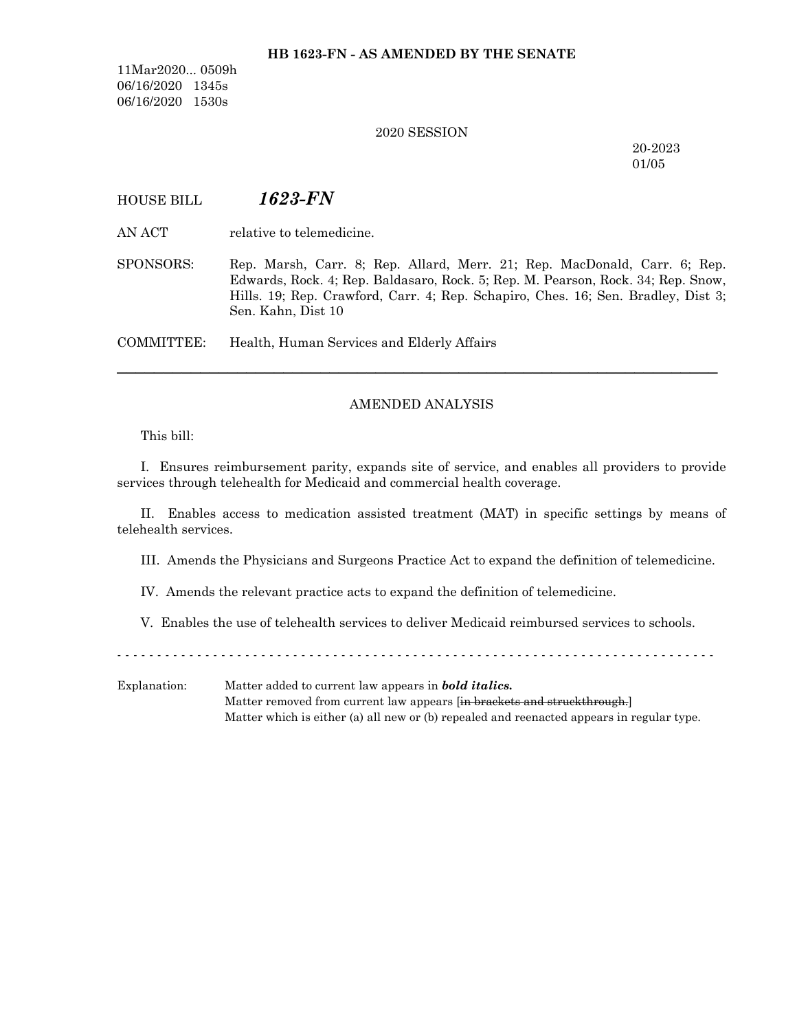**HB 1623-FN - AS AMENDED BY THE SENATE**

11Mar2020... 0509h
06/16/2020 1345s
06/16/2020 1530s

2020 SESSION

20-2023
01/05

HOUSE BILL ***1623-FN***

AN ACT relative to telemedicine.

SPONSORS: Rep. Marsh, Carr. 8; Rep. Allard, Merr. 21; Rep. MacDonald, Carr. 6; Rep. Edwards, Rock. 4; Rep. Baldasaro, Rock. 5; Rep. M. Pearson, Rock. 34; Rep. Snow, Hills. 19; Rep. Crawford, Carr. 4; Rep. Schapiro, Ches. 16; Sen. Bradley, Dist 3; Sen. Kahn, Dist 10

COMMITTEE: Health, Human Services and Elderly Affairs

---

AMENDED ANALYSIS

This bill:

I. Ensures reimbursement parity, expands site of service, and enables all providers to provide services through telehealth for Medicaid and commercial health coverage.

II. Enables access to medication assisted treatment (MAT) in specific settings by means of telehealth services.

III. Amends the Physicians and Surgeons Practice Act to expand the definition of telemedicine.

IV. Amends the relevant practice acts to expand the definition of telemedicine.

V. Enables the use of telehealth services to deliver Medicaid reimbursed services to schools.

- - - - - - - - - - - - - - - - - - - - - - - - - - - - - - - - - - - - - - - - - - - - - - - - - - - - - - - - - - - - - - - - - - -

Explanation: Matter added to current law appears in ***bold italics.***
Matter removed from current law appears [~~in brackets and struckthrough.~~]
Matter which is either (a) all new or (b) repealed and reenacted appears in regular type.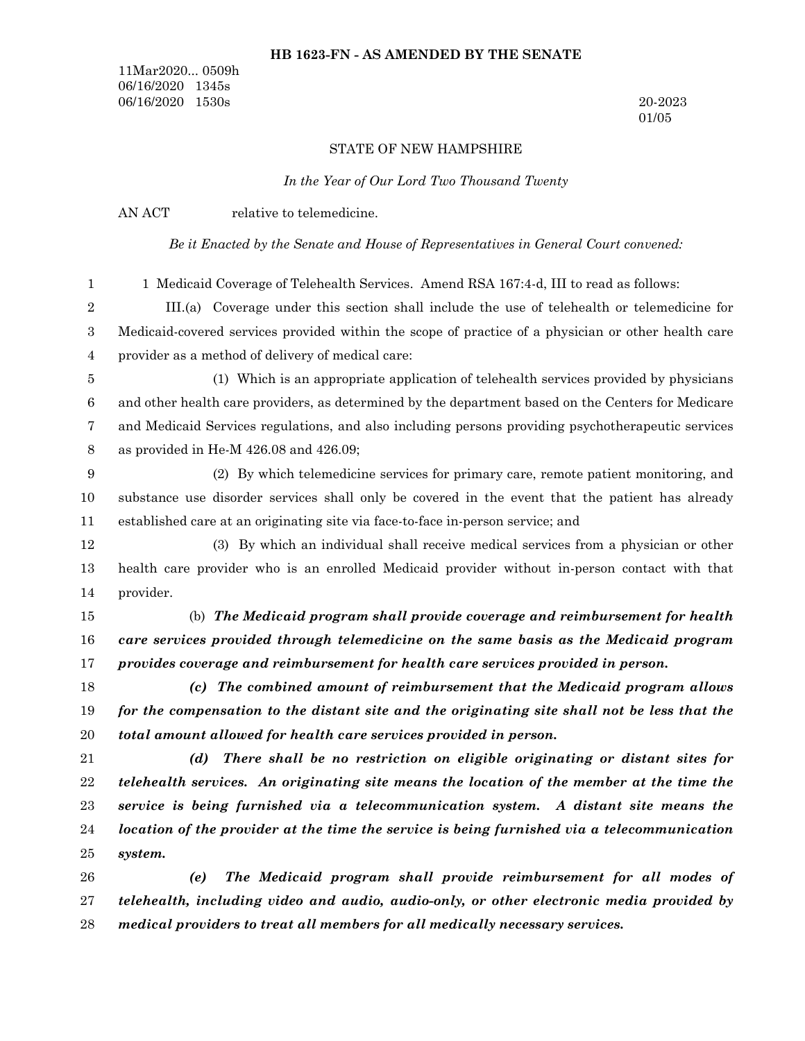**HB 1623-FN - AS AMENDED BY THE SENATE**

11Mar2020... 0509h
06/16/2020 1345s
06/16/2020 1530s

20-2023
01/05

STATE OF NEW HAMPSHIRE

*In the Year of Our Lord Two Thousand Twenty*

AN ACT relative to telemedicine.

*Be it Enacted by the Senate and House of Representatives in General Court convened:*

1 Medicaid Coverage of Telehealth Services. Amend RSA 167:4-d, III to read as follows:

III.(a) Coverage under this section shall include the use of telehealth or telemedicine for Medicaid-covered services provided within the scope of practice of a physician or other health care provider as a method of delivery of medical care:

(1) Which is an appropriate application of telehealth services provided by physicians and other health care providers, as determined by the department based on the Centers for Medicare and Medicaid Services regulations, and also including persons providing psychotherapeutic services as provided in He-M 426.08 and 426.09;

(2) By which telemedicine services for primary care, remote patient monitoring, and substance use disorder services shall only be covered in the event that the patient has already established care at an originating site via face-to-face in-person service; and

(3) By which an individual shall receive medical services from a physician or other health care provider who is an enrolled Medicaid provider without in-person contact with that provider.

(b) ***The Medicaid program shall provide coverage and reimbursement for health care services provided through telemedicine on the same basis as the Medicaid program provides coverage and reimbursement for health care services provided in person.***

***(c) The combined amount of reimbursement that the Medicaid program allows for the compensation to the distant site and the originating site shall not be less that the total amount allowed for health care services provided in person.***

***(d) There shall be no restriction on eligible originating or distant sites for telehealth services. An originating site means the location of the member at the time the service is being furnished via a telecommunication system. A distant site means the location of the provider at the time the service is being furnished via a telecommunication system.***

***(e) The Medicaid program shall provide reimbursement for all modes of telehealth, including video and audio, audio-only, or other electronic media provided by medical providers to treat all members for all medically necessary services.***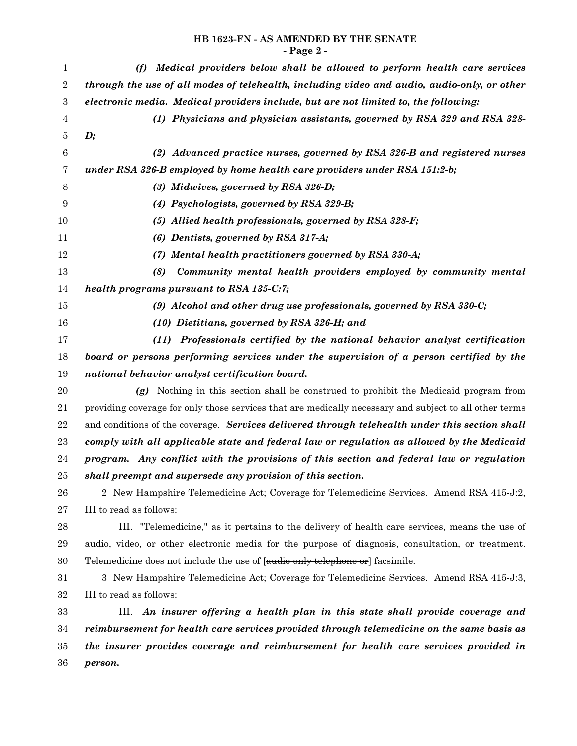*(f) Medical providers below shall be allowed to perform health care services through the use of all modes of telehealth, including video and audio, audio-only, or other electronic media. Medical providers include, but are not limited to, the following:*

*(1) Physicians and physician assistants, governed by RSA 329 and RSA 328-D;*

*(2) Advanced practice nurses, governed by RSA 326-B and registered nurses under RSA 326-B employed by home health care providers under RSA 151:2-b;*

*(3) Midwives, governed by RSA 326-D;*

*(4) Psychologists, governed by RSA 329-B;*

*(5) Allied health professionals, governed by RSA 328-F;*

*(6) Dentists, governed by RSA 317-A;*

*(7) Mental health practitioners governed by RSA 330-A;*

*(8) Community mental health providers employed by community mental health programs pursuant to RSA 135-C:7;*

*(9) Alcohol and other drug use professionals, governed by RSA 330-C;*

*(10) Dietitians, governed by RSA 326-H; and*

*(11) Professionals certified by the national behavior analyst certification board or persons performing services under the supervision of a person certified by the national behavior analyst certification board.*

***(g)*** Nothing in this section shall be construed to prohibit the Medicaid program from providing coverage for only those services that are medically necessary and subject to all other terms and conditions of the coverage. ***Services delivered through telehealth under this section shall comply with all applicable state and federal law or regulation as allowed by the Medicaid program. Any conflict with the provisions of this section and federal law or regulation shall preempt and supersede any provision of this section.***

2 New Hampshire Telemedicine Act; Coverage for Telemedicine Services. Amend RSA 415-J:2, III to read as follows:

III. "Telemedicine," as it pertains to the delivery of health care services, means the use of audio, video, or other electronic media for the purpose of diagnosis, consultation, or treatment. Telemedicine does not include the use of [~~audio-only telephone or~~] facsimile.

3 New Hampshire Telemedicine Act; Coverage for Telemedicine Services. Amend RSA 415-J:3, III to read as follows:

III. ***An insurer offering a health plan in this state shall provide coverage and reimbursement for health care services provided through telemedicine on the same basis as the insurer provides coverage and reimbursement for health care services provided in person.***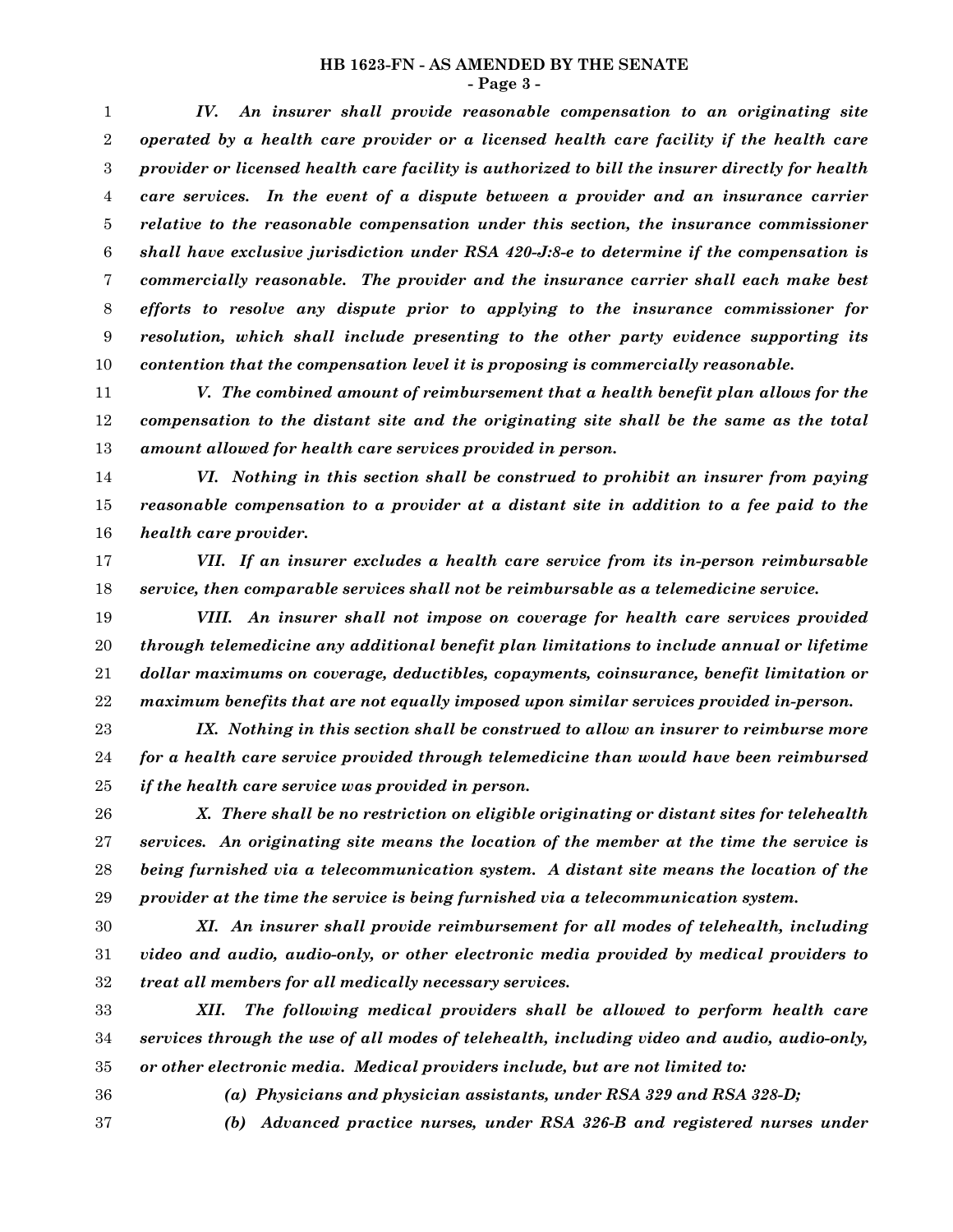*IV. An insurer shall provide reasonable compensation to an originating site operated by a health care provider or a licensed health care facility if the health care provider or licensed health care facility is authorized to bill the insurer directly for health care services. In the event of a dispute between a provider and an insurance carrier relative to the reasonable compensation under this section, the insurance commissioner shall have exclusive jurisdiction under RSA 420-J:8-e to determine if the compensation is commercially reasonable. The provider and the insurance carrier shall each make best efforts to resolve any dispute prior to applying to the insurance commissioner for resolution, which shall include presenting to the other party evidence supporting its contention that the compensation level it is proposing is commercially reasonable.*

*V. The combined amount of reimbursement that a health benefit plan allows for the compensation to the distant site and the originating site shall be the same as the total amount allowed for health care services provided in person.*

*VI. Nothing in this section shall be construed to prohibit an insurer from paying reasonable compensation to a provider at a distant site in addition to a fee paid to the health care provider.*

*VII. If an insurer excludes a health care service from its in-person reimbursable service, then comparable services shall not be reimbursable as a telemedicine service.*

*VIII. An insurer shall not impose on coverage for health care services provided through telemedicine any additional benefit plan limitations to include annual or lifetime dollar maximums on coverage, deductibles, copayments, coinsurance, benefit limitation or maximum benefits that are not equally imposed upon similar services provided in-person.*

*IX. Nothing in this section shall be construed to allow an insurer to reimburse more for a health care service provided through telemedicine than would have been reimbursed if the health care service was provided in person.*

*X. There shall be no restriction on eligible originating or distant sites for telehealth services. An originating site means the location of the member at the time the service is being furnished via a telecommunication system. A distant site means the location of the provider at the time the service is being furnished via a telecommunication system.*

*XI. An insurer shall provide reimbursement for all modes of telehealth, including video and audio, audio-only, or other electronic media provided by medical providers to treat all members for all medically necessary services.*

*XII. The following medical providers shall be allowed to perform health care services through the use of all modes of telehealth, including video and audio, audio-only, or other electronic media. Medical providers include, but are not limited to:*

*(a) Physicians and physician assistants, under RSA 329 and RSA 328-D;*

*(b) Advanced practice nurses, under RSA 326-B and registered nurses under*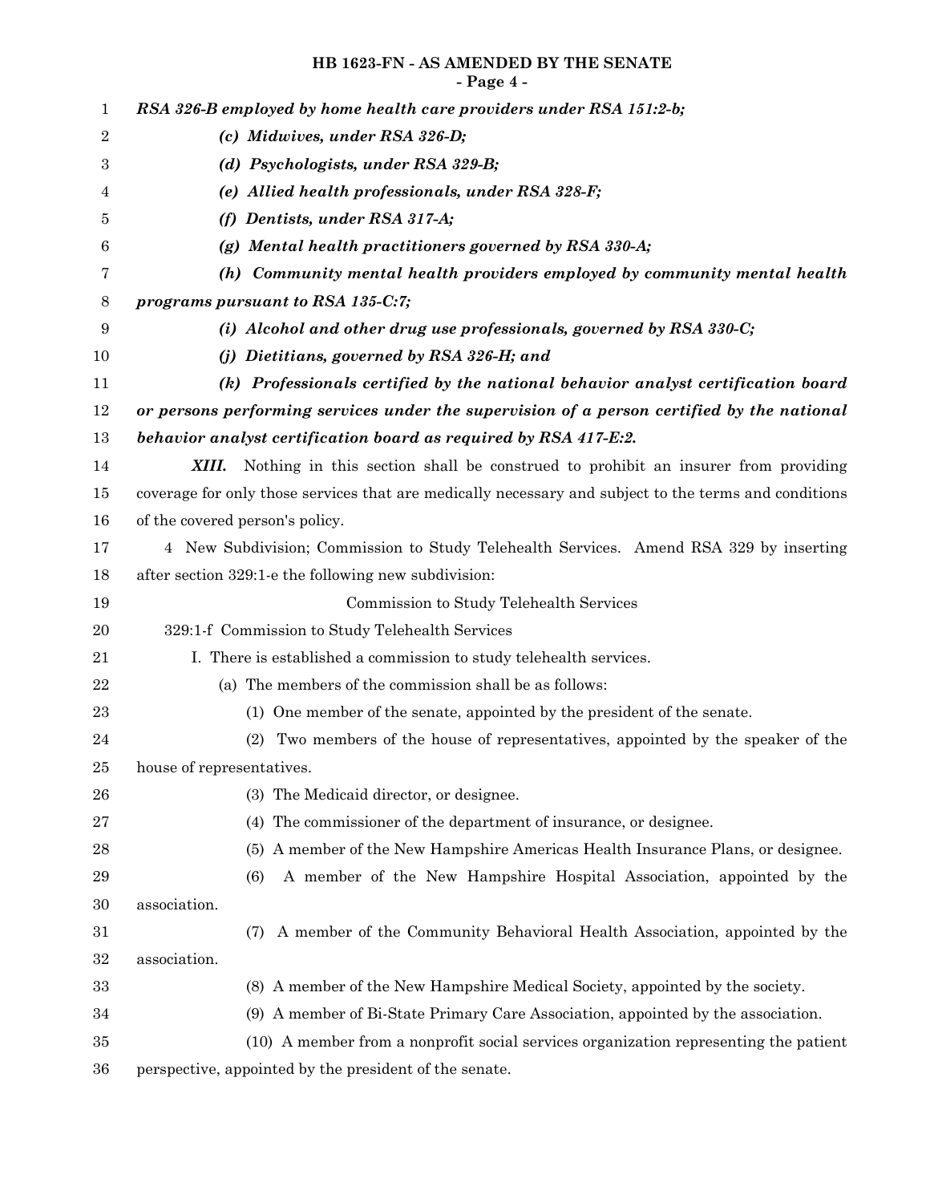***RSA 326-B employed by home health care providers under RSA 151:2-b;***

***(c) Midwives, under RSA 326-D;***

***(d) Psychologists, under RSA 329-B;***

***(e) Allied health professionals, under RSA 328-F;***

***(f) Dentists, under RSA 317-A;***

***(g) Mental health practitioners governed by RSA 330-A;***

***(h) Community mental health providers employed by community mental health programs pursuant to RSA 135-C:7;***

***(i) Alcohol and other drug use professionals, governed by RSA 330-C;***

***(j) Dietitians, governed by RSA 326-H; and***

***(k) Professionals certified by the national behavior analyst certification board or persons performing services under the supervision of a person certified by the national behavior analyst certification board as required by RSA 417-E:2.***

***XIII.*** Nothing in this section shall be construed to prohibit an insurer from providing coverage for only those services that are medically necessary and subject to the terms and conditions of the covered person's policy.

4 New Subdivision; Commission to Study Telehealth Services. Amend RSA 329 by inserting after section 329:1-e the following new subdivision:

Commission to Study Telehealth Services

329:1-f Commission to Study Telehealth Services

I. There is established a commission to study telehealth services.

(a) The members of the commission shall be as follows:

(1) One member of the senate, appointed by the president of the senate.

(2) Two members of the house of representatives, appointed by the speaker of the house of representatives.

(3) The Medicaid director, or designee.

(4) The commissioner of the department of insurance, or designee.

(5) A member of the New Hampshire Americas Health Insurance Plans, or designee.

(6) A member of the New Hampshire Hospital Association, appointed by the association.

(7) A member of the Community Behavioral Health Association, appointed by the association.

(8) A member of the New Hampshire Medical Society, appointed by the society.

(9) A member of Bi-State Primary Care Association, appointed by the association.

(10) A member from a nonprofit social services organization representing the patient perspective, appointed by the president of the senate.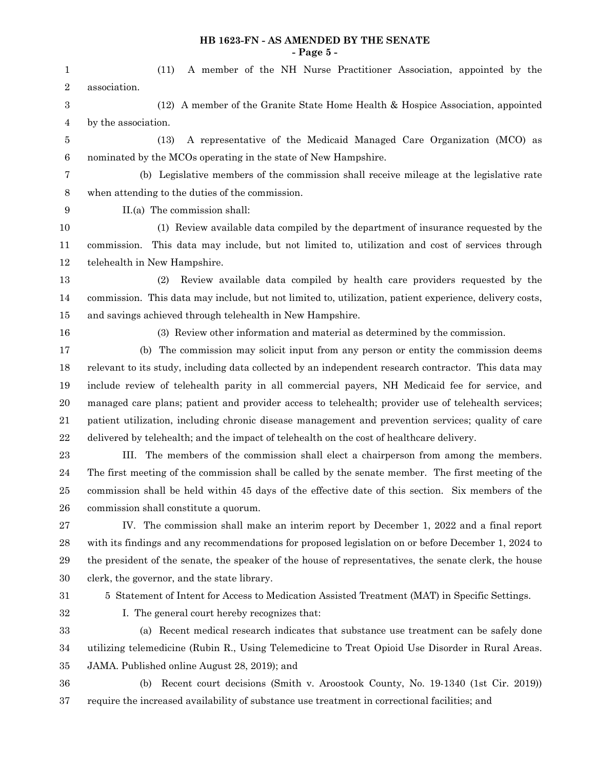(11) A member of the NH Nurse Practitioner Association, appointed by the association.

(12) A member of the Granite State Home Health & Hospice Association, appointed by the association.

(13) A representative of the Medicaid Managed Care Organization (MCO) as nominated by the MCOs operating in the state of New Hampshire.

(b) Legislative members of the commission shall receive mileage at the legislative rate when attending to the duties of the commission.

II.(a) The commission shall:

(1) Review available data compiled by the department of insurance requested by the commission. This data may include, but not limited to, utilization and cost of services through telehealth in New Hampshire.

(2) Review available data compiled by health care providers requested by the commission. This data may include, but not limited to, utilization, patient experience, delivery costs, and savings achieved through telehealth in New Hampshire.

(3) Review other information and material as determined by the commission.

(b) The commission may solicit input from any person or entity the commission deems relevant to its study, including data collected by an independent research contractor. This data may include review of telehealth parity in all commercial payers, NH Medicaid fee for service, and managed care plans; patient and provider access to telehealth; provider use of telehealth services; patient utilization, including chronic disease management and prevention services; quality of care delivered by telehealth; and the impact of telehealth on the cost of healthcare delivery.

III. The members of the commission shall elect a chairperson from among the members. The first meeting of the commission shall be called by the senate member. The first meeting of the commission shall be held within 45 days of the effective date of this section. Six members of the commission shall constitute a quorum.

IV. The commission shall make an interim report by December 1, 2022 and a final report with its findings and any recommendations for proposed legislation on or before December 1, 2024 to the president of the senate, the speaker of the house of representatives, the senate clerk, the house clerk, the governor, and the state library.

5 Statement of Intent for Access to Medication Assisted Treatment (MAT) in Specific Settings.

I. The general court hereby recognizes that:

(a) Recent medical research indicates that substance use treatment can be safely done utilizing telemedicine (Rubin R., Using Telemedicine to Treat Opioid Use Disorder in Rural Areas. JAMA. Published online August 28, 2019); and

(b) Recent court decisions (Smith v. Aroostook County, No. 19-1340 (1st Cir. 2019)) require the increased availability of substance use treatment in correctional facilities; and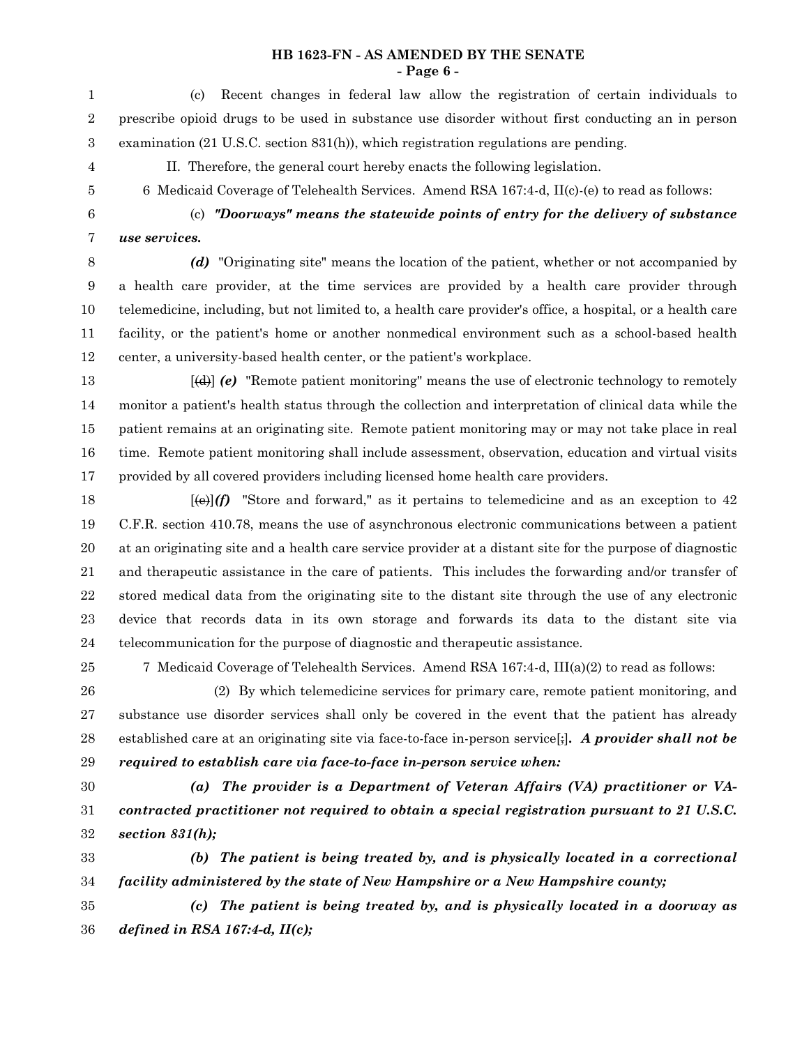(c) Recent changes in federal law allow the registration of certain individuals to prescribe opioid drugs to be used in substance use disorder without first conducting an in person examination (21 U.S.C. section 831(h)), which registration regulations are pending.

II. Therefore, the general court hereby enacts the following legislation.

6 Medicaid Coverage of Telehealth Services. Amend RSA 167:4-d, II(c)-(e) to read as follows:

(c) ***"Doorways" means the statewide points of entry for the delivery of substance use services.***

***(d)*** "Originating site" means the location of the patient, whether or not accompanied by a health care provider, at the time services are provided by a health care provider through telemedicine, including, but not limited to, a health care provider's office, a hospital, or a health care facility, or the patient's home or another nonmedical environment such as a school-based health center, a university-based health center, or the patient's workplace.

[~~(d)~~] ***(e)*** "Remote patient monitoring" means the use of electronic technology to remotely monitor a patient's health status through the collection and interpretation of clinical data while the patient remains at an originating site. Remote patient monitoring may or may not take place in real time. Remote patient monitoring shall include assessment, observation, education and virtual visits provided by all covered providers including licensed home health care providers.

[~~(e)~~]***(f)*** "Store and forward," as it pertains to telemedicine and as an exception to 42 C.F.R. section 410.78, means the use of asynchronous electronic communications between a patient at an originating site and a health care service provider at a distant site for the purpose of diagnostic and therapeutic assistance in the care of patients. This includes the forwarding and/or transfer of stored medical data from the originating site to the distant site through the use of any electronic device that records data in its own storage and forwards its data to the distant site via telecommunication for the purpose of diagnostic and therapeutic assistance.

7 Medicaid Coverage of Telehealth Services. Amend RSA 167:4-d, III(a)(2) to read as follows:

(2) By which telemedicine services for primary care, remote patient monitoring, and substance use disorder services shall only be covered in the event that the patient has already established care at an originating site via face-to-face in-person service[~~;~~]***. A provider shall not be required to establish care via face-to-face in-person service when:***

***(a) The provider is a Department of Veteran Affairs (VA) practitioner or VA-contracted practitioner not required to obtain a special registration pursuant to 21 U.S.C. section 831(h);***

***(b) The patient is being treated by, and is physically located in a correctional facility administered by the state of New Hampshire or a New Hampshire county;***

***(c) The patient is being treated by, and is physically located in a doorway as defined in RSA 167:4-d, II(c);***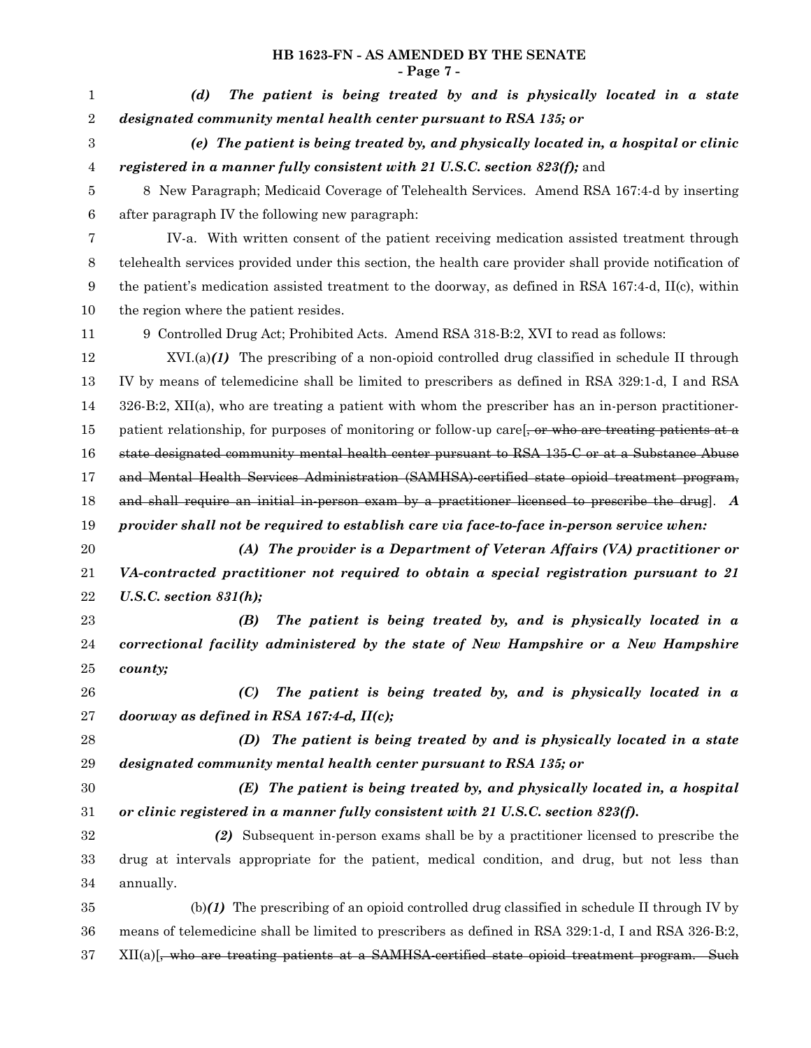*(d) The patient is being treated by and is physically located in a state designated community mental health center pursuant to RSA 135; or*

*(e) The patient is being treated by, and physically located in, a hospital or clinic registered in a manner fully consistent with 21 U.S.C. section 823(f);* and

8 New Paragraph; Medicaid Coverage of Telehealth Services. Amend RSA 167:4-d by inserting after paragraph IV the following new paragraph:

IV-a. With written consent of the patient receiving medication assisted treatment through telehealth services provided under this section, the health care provider shall provide notification of the patient's medication assisted treatment to the doorway, as defined in RSA 167:4-d, II(c), within the region where the patient resides.

9 Controlled Drug Act; Prohibited Acts. Amend RSA 318-B:2, XVI to read as follows:

XVI.(a)***(1)*** The prescribing of a non-opioid controlled drug classified in schedule II through IV by means of telemedicine shall be limited to prescribers as defined in RSA 329:1-d, I and RSA 326-B:2, XII(a), who are treating a patient with whom the prescriber has an in-person practitioner-patient relationship, for purposes of monitoring or follow-up care[~~, or who are treating patients at a state designated community mental health center pursuant to RSA 135-C or at a Substance Abuse and Mental Health Services Administration (SAMHSA)-certified state opioid treatment program, and shall require an initial in-person exam by a practitioner licensed to prescribe the drug~~]. ***A provider shall not be required to establish care via face-to-face in-person service when:***

***(A) The provider is a Department of Veteran Affairs (VA) practitioner or VA-contracted practitioner not required to obtain a special registration pursuant to 21 U.S.C. section 831(h);***

***(B) The patient is being treated by, and is physically located in a correctional facility administered by the state of New Hampshire or a New Hampshire county;***

***(C) The patient is being treated by, and is physically located in a doorway as defined in RSA 167:4-d, II(c);***

***(D) The patient is being treated by and is physically located in a state designated community mental health center pursuant to RSA 135; or***

***(E) The patient is being treated by, and physically located in, a hospital or clinic registered in a manner fully consistent with 21 U.S.C. section 823(f).***

***(2)*** Subsequent in-person exams shall be by a practitioner licensed to prescribe the drug at intervals appropriate for the patient, medical condition, and drug, but not less than annually.

(b)***(1)*** The prescribing of an opioid controlled drug classified in schedule II through IV by means of telemedicine shall be limited to prescribers as defined in RSA 329:1-d, I and RSA 326-B:2, XII(a)[~~, who are treating patients at a SAMHSA-certified state opioid treatment program. Such~~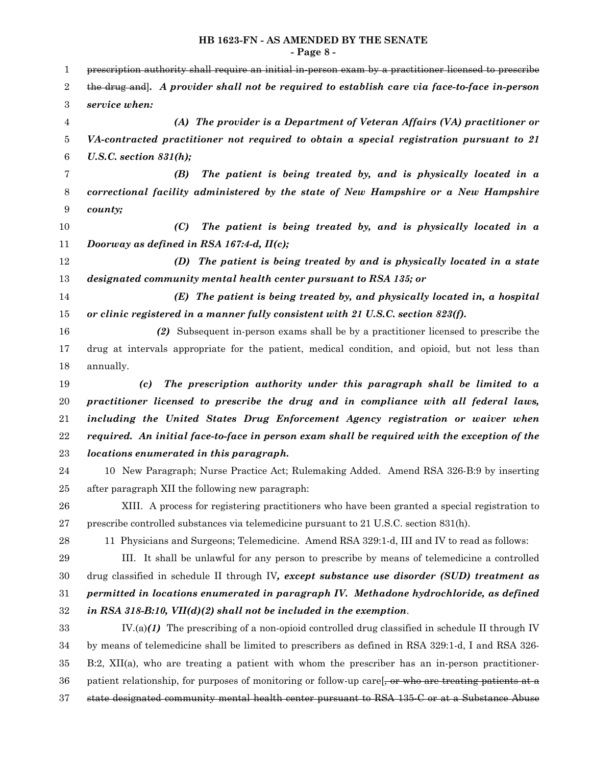~~prescription authority shall require an initial in-person exam by a practitioner licensed to prescribe the drug and~~]. ***A provider shall not be required to establish care via face-to-face in-person service when:***

***(A) The provider is a Department of Veteran Affairs (VA) practitioner or VA-contracted practitioner not required to obtain a special registration pursuant to 21 U.S.C. section 831(h);***

***(B) The patient is being treated by, and is physically located in a correctional facility administered by the state of New Hampshire or a New Hampshire county;***

***(C) The patient is being treated by, and is physically located in a Doorway as defined in RSA 167:4-d, II(c);***

***(D) The patient is being treated by and is physically located in a state designated community mental health center pursuant to RSA 135; or***

***(E) The patient is being treated by, and physically located in, a hospital or clinic registered in a manner fully consistent with 21 U.S.C. section 823(f).***

***(2)*** Subsequent in-person exams shall be by a practitioner licensed to prescribe the drug at intervals appropriate for the patient, medical condition, and opioid, but not less than annually.

***(c) The prescription authority under this paragraph shall be limited to a practitioner licensed to prescribe the drug and in compliance with all federal laws, including the United States Drug Enforcement Agency registration or waiver when required. An initial face-to-face in person exam shall be required with the exception of the locations enumerated in this paragraph.***

10 New Paragraph; Nurse Practice Act; Rulemaking Added. Amend RSA 326-B:9 by inserting after paragraph XII the following new paragraph:

XIII. A process for registering practitioners who have been granted a special registration to prescribe controlled substances via telemedicine pursuant to 21 U.S.C. section 831(h).

11 Physicians and Surgeons; Telemedicine. Amend RSA 329:1-d, III and IV to read as follows:

III. It shall be unlawful for any person to prescribe by means of telemedicine a controlled drug classified in schedule II through IV***, except substance use disorder (SUD) treatment as permitted in locations enumerated in paragraph IV. Methadone hydrochloride, as defined in RSA 318-B:10, VII(d)(2) shall not be included in the exemption***.

IV.(a)***(1)*** The prescribing of a non-opioid controlled drug classified in schedule II through IV by means of telemedicine shall be limited to prescribers as defined in RSA 329:1-d, I and RSA 326-B:2, XII(a), who are treating a patient with whom the prescriber has an in-person practitioner-patient relationship, for purposes of monitoring or follow-up care[~~, or who are treating patients at a state designated community mental health center pursuant to RSA 135-C or at a Substance Abuse~~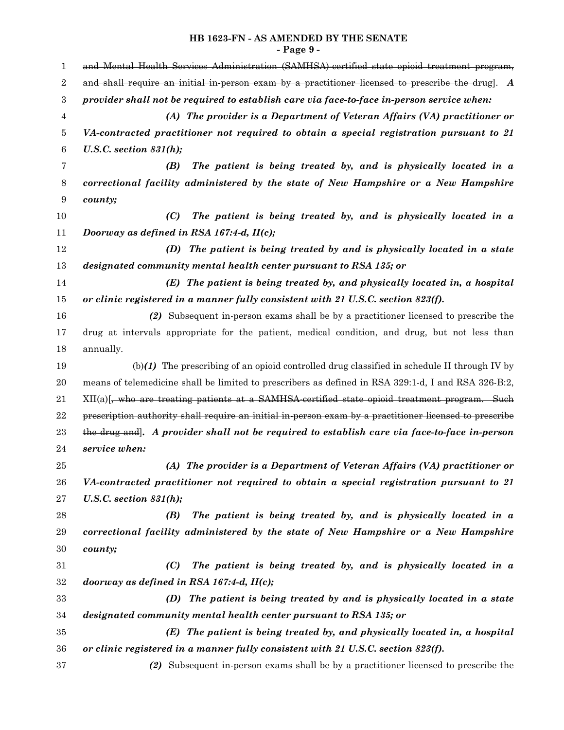~~and Mental Health Services Administration (SAMHSA)-certified state opioid treatment program, and shall require an initial in-person exam by a practitioner licensed to prescribe the drug~~]. ***A provider shall not be required to establish care via face-to-face in-person service when:***

***(A) The provider is a Department of Veteran Affairs (VA) practitioner or VA-contracted practitioner not required to obtain a special registration pursuant to 21 U.S.C. section 831(h);***

***(B) The patient is being treated by, and is physically located in a correctional facility administered by the state of New Hampshire or a New Hampshire county;***

***(C) The patient is being treated by, and is physically located in a Doorway as defined in RSA 167:4-d, II(c);***

***(D) The patient is being treated by and is physically located in a state designated community mental health center pursuant to RSA 135; or***

***(E) The patient is being treated by, and physically located in, a hospital or clinic registered in a manner fully consistent with 21 U.S.C. section 823(f).***

***(2)*** Subsequent in-person exams shall be by a practitioner licensed to prescribe the drug at intervals appropriate for the patient, medical condition, and drug, but not less than annually.

(b)***(1)*** The prescribing of an opioid controlled drug classified in schedule II through IV by means of telemedicine shall be limited to prescribers as defined in RSA 329:1-d, I and RSA 326-B:2, XII(a)[~~, who are treating patients at a SAMHSA-certified state opioid treatment program. Such prescription authority shall require an initial in-person exam by a practitioner licensed to prescribe the drug and~~]***. A provider shall not be required to establish care via face-to-face in-person service when:***

***(A) The provider is a Department of Veteran Affairs (VA) practitioner or VA-contracted practitioner not required to obtain a special registration pursuant to 21 U.S.C. section 831(h);***

***(B) The patient is being treated by, and is physically located in a correctional facility administered by the state of New Hampshire or a New Hampshire county;***

***(C) The patient is being treated by, and is physically located in a doorway as defined in RSA 167:4-d, II(c);***

***(D) The patient is being treated by and is physically located in a state designated community mental health center pursuant to RSA 135; or***

***(E) The patient is being treated by, and physically located in, a hospital or clinic registered in a manner fully consistent with 21 U.S.C. section 823(f).***

***(2)*** Subsequent in-person exams shall be by a practitioner licensed to prescribe the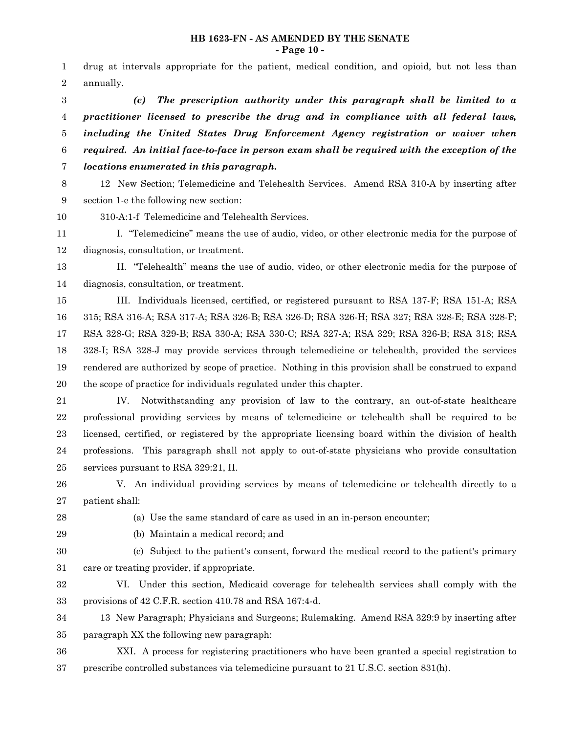drug at intervals appropriate for the patient, medical condition, and opioid, but not less than annually.

***(c) The prescription authority under this paragraph shall be limited to a practitioner licensed to prescribe the drug and in compliance with all federal laws, including the United States Drug Enforcement Agency registration or waiver when required. An initial face-to-face in person exam shall be required with the exception of the locations enumerated in this paragraph.***

12 New Section; Telemedicine and Telehealth Services. Amend RSA 310-A by inserting after section 1-e the following new section:

310-A:1-f Telemedicine and Telehealth Services.

I. "Telemedicine" means the use of audio, video, or other electronic media for the purpose of diagnosis, consultation, or treatment.

II. "Telehealth" means the use of audio, video, or other electronic media for the purpose of diagnosis, consultation, or treatment.

III. Individuals licensed, certified, or registered pursuant to RSA 137-F; RSA 151-A; RSA 315; RSA 316-A; RSA 317-A; RSA 326-B; RSA 326-D; RSA 326-H; RSA 327; RSA 328-E; RSA 328-F; RSA 328-G; RSA 329-B; RSA 330-A; RSA 330-C; RSA 327-A; RSA 329; RSA 326-B; RSA 318; RSA 328-I; RSA 328-J may provide services through telemedicine or telehealth, provided the services rendered are authorized by scope of practice. Nothing in this provision shall be construed to expand the scope of practice for individuals regulated under this chapter.

IV. Notwithstanding any provision of law to the contrary, an out-of-state healthcare professional providing services by means of telemedicine or telehealth shall be required to be licensed, certified, or registered by the appropriate licensing board within the division of health professions. This paragraph shall not apply to out-of-state physicians who provide consultation services pursuant to RSA 329:21, II.

V. An individual providing services by means of telemedicine or telehealth directly to a patient shall:

(a) Use the same standard of care as used in an in-person encounter;

(b) Maintain a medical record; and

(c) Subject to the patient's consent, forward the medical record to the patient's primary care or treating provider, if appropriate.

VI. Under this section, Medicaid coverage for telehealth services shall comply with the provisions of 42 C.F.R. section 410.78 and RSA 167:4-d.

13 New Paragraph; Physicians and Surgeons; Rulemaking. Amend RSA 329:9 by inserting after paragraph XX the following new paragraph:

XXI. A process for registering practitioners who have been granted a special registration to prescribe controlled substances via telemedicine pursuant to 21 U.S.C. section 831(h).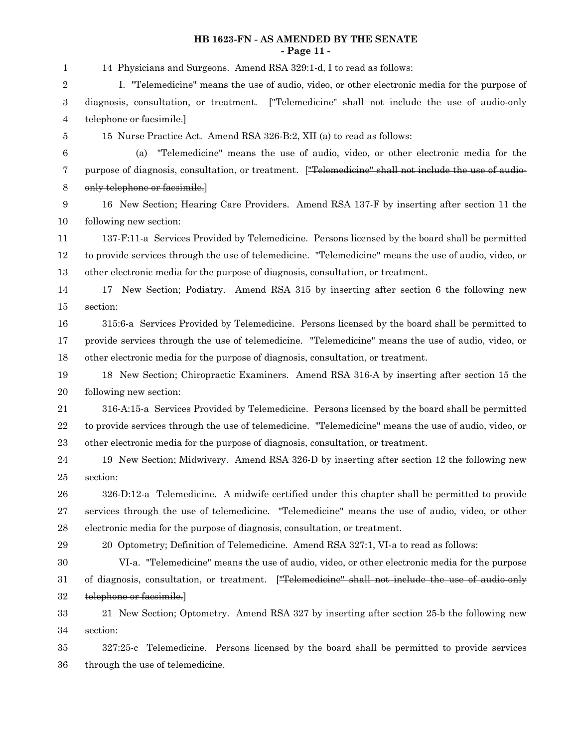14 Physicians and Surgeons. Amend RSA 329:1-d, I to read as follows:

I. "Telemedicine" means the use of audio, video, or other electronic media for the purpose of diagnosis, consultation, or treatment. [~~"Telemedicine" shall not include the use of audio-only telephone or facsimile.~~]

15 Nurse Practice Act. Amend RSA 326-B:2, XII (a) to read as follows:

(a) "Telemedicine" means the use of audio, video, or other electronic media for the purpose of diagnosis, consultation, or treatment. [~~"Telemedicine" shall not include the use of audio-only telephone or facsimile.~~]

16 New Section; Hearing Care Providers. Amend RSA 137-F by inserting after section 11 the following new section:

137-F:11-a Services Provided by Telemedicine. Persons licensed by the board shall be permitted to provide services through the use of telemedicine. "Telemedicine" means the use of audio, video, or other electronic media for the purpose of diagnosis, consultation, or treatment.

17 New Section; Podiatry. Amend RSA 315 by inserting after section 6 the following new section:

315:6-a Services Provided by Telemedicine. Persons licensed by the board shall be permitted to provide services through the use of telemedicine. "Telemedicine" means the use of audio, video, or other electronic media for the purpose of diagnosis, consultation, or treatment.

18 New Section; Chiropractic Examiners. Amend RSA 316-A by inserting after section 15 the following new section:

316-A:15-a Services Provided by Telemedicine. Persons licensed by the board shall be permitted to provide services through the use of telemedicine. "Telemedicine" means the use of audio, video, or other electronic media for the purpose of diagnosis, consultation, or treatment.

19 New Section; Midwivery. Amend RSA 326-D by inserting after section 12 the following new section:

326-D:12-a Telemedicine. A midwife certified under this chapter shall be permitted to provide services through the use of telemedicine. "Telemedicine" means the use of audio, video, or other electronic media for the purpose of diagnosis, consultation, or treatment.

20 Optometry; Definition of Telemedicine. Amend RSA 327:1, VI-a to read as follows:

VI-a. "Telemedicine" means the use of audio, video, or other electronic media for the purpose of diagnosis, consultation, or treatment. [~~"Telemedicine" shall not include the use of audio-only telephone or facsimile.~~]

21 New Section; Optometry. Amend RSA 327 by inserting after section 25-b the following new section:

327:25-c Telemedicine. Persons licensed by the board shall be permitted to provide services through the use of telemedicine.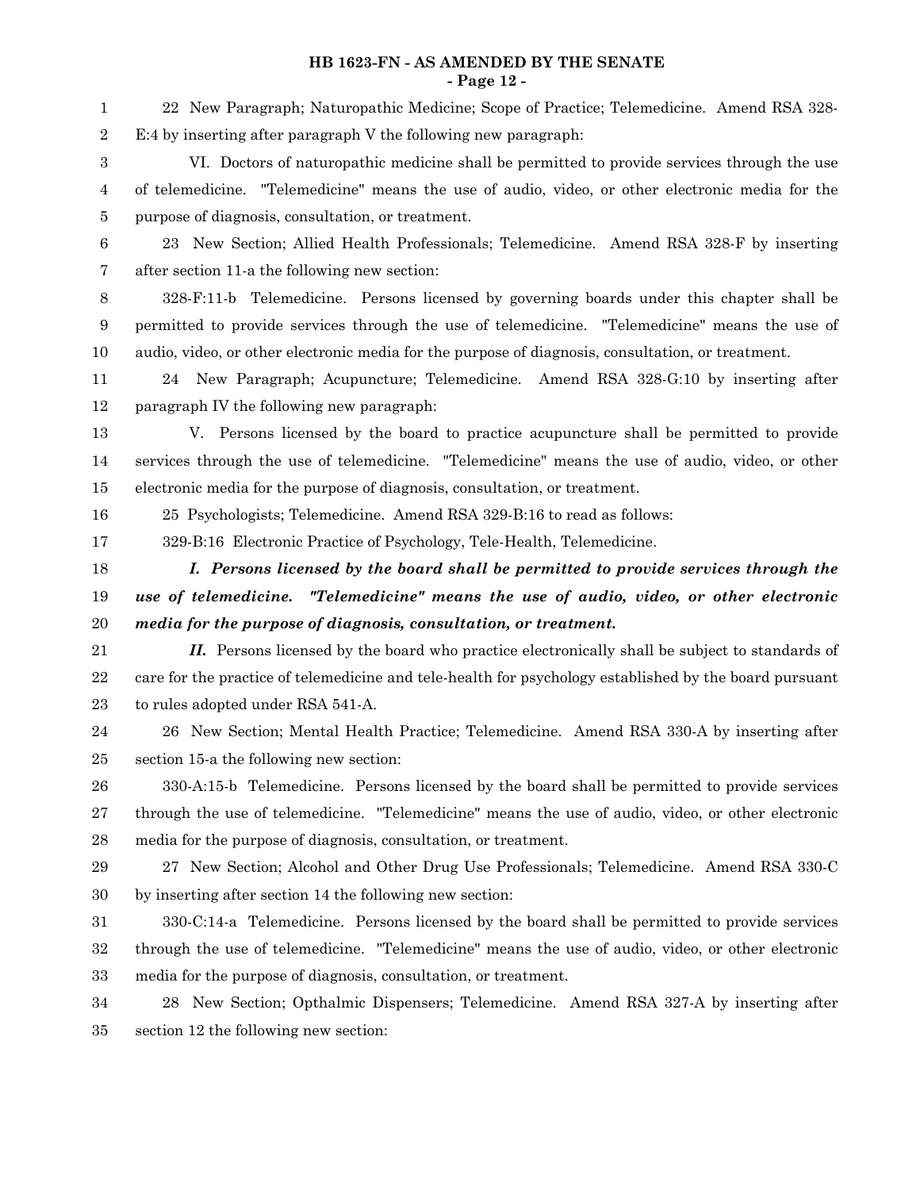22 New Paragraph; Naturopathic Medicine; Scope of Practice; Telemedicine. Amend RSA 328-E:4 by inserting after paragraph V the following new paragraph:

VI. Doctors of naturopathic medicine shall be permitted to provide services through the use of telemedicine. "Telemedicine" means the use of audio, video, or other electronic media for the purpose of diagnosis, consultation, or treatment.

23 New Section; Allied Health Professionals; Telemedicine. Amend RSA 328-F by inserting after section 11-a the following new section:

328-F:11-b Telemedicine. Persons licensed by governing boards under this chapter shall be permitted to provide services through the use of telemedicine. "Telemedicine" means the use of audio, video, or other electronic media for the purpose of diagnosis, consultation, or treatment.

24 New Paragraph; Acupuncture; Telemedicine. Amend RSA 328-G:10 by inserting after paragraph IV the following new paragraph:

V. Persons licensed by the board to practice acupuncture shall be permitted to provide services through the use of telemedicine. "Telemedicine" means the use of audio, video, or other electronic media for the purpose of diagnosis, consultation, or treatment.

25 Psychologists; Telemedicine. Amend RSA 329-B:16 to read as follows:

329-B:16 Electronic Practice of Psychology, Tele-Health, Telemedicine.

***I. Persons licensed by the board shall be permitted to provide services through the use of telemedicine. "Telemedicine" means the use of audio, video, or other electronic media for the purpose of diagnosis, consultation, or treatment.***

***II.*** Persons licensed by the board who practice electronically shall be subject to standards of care for the practice of telemedicine and tele-health for psychology established by the board pursuant to rules adopted under RSA 541-A.

26 New Section; Mental Health Practice; Telemedicine. Amend RSA 330-A by inserting after section 15-a the following new section:

330-A:15-b Telemedicine. Persons licensed by the board shall be permitted to provide services through the use of telemedicine. "Telemedicine" means the use of audio, video, or other electronic media for the purpose of diagnosis, consultation, or treatment.

27 New Section; Alcohol and Other Drug Use Professionals; Telemedicine. Amend RSA 330-C by inserting after section 14 the following new section:

330-C:14-a Telemedicine. Persons licensed by the board shall be permitted to provide services through the use of telemedicine. "Telemedicine" means the use of audio, video, or other electronic media for the purpose of diagnosis, consultation, or treatment.

28 New Section; Opthalmic Dispensers; Telemedicine. Amend RSA 327-A by inserting after section 12 the following new section: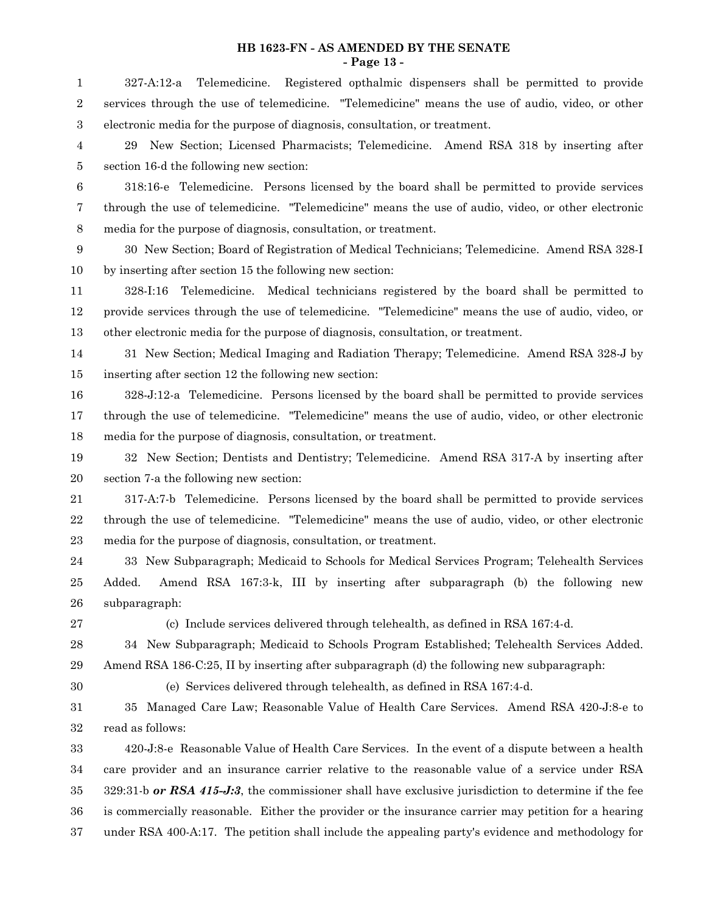327-A:12-a Telemedicine. Registered opthalmic dispensers shall be permitted to provide services through the use of telemedicine. "Telemedicine" means the use of audio, video, or other electronic media for the purpose of diagnosis, consultation, or treatment.

29 New Section; Licensed Pharmacists; Telemedicine. Amend RSA 318 by inserting after section 16-d the following new section:

318:16-e Telemedicine. Persons licensed by the board shall be permitted to provide services through the use of telemedicine. "Telemedicine" means the use of audio, video, or other electronic media for the purpose of diagnosis, consultation, or treatment.

30 New Section; Board of Registration of Medical Technicians; Telemedicine. Amend RSA 328-I by inserting after section 15 the following new section:

328-I:16 Telemedicine. Medical technicians registered by the board shall be permitted to provide services through the use of telemedicine. "Telemedicine" means the use of audio, video, or other electronic media for the purpose of diagnosis, consultation, or treatment.

31 New Section; Medical Imaging and Radiation Therapy; Telemedicine. Amend RSA 328-J by inserting after section 12 the following new section:

328-J:12-a Telemedicine. Persons licensed by the board shall be permitted to provide services through the use of telemedicine. "Telemedicine" means the use of audio, video, or other electronic media for the purpose of diagnosis, consultation, or treatment.

32 New Section; Dentists and Dentistry; Telemedicine. Amend RSA 317-A by inserting after section 7-a the following new section:

317-A:7-b Telemedicine. Persons licensed by the board shall be permitted to provide services through the use of telemedicine. "Telemedicine" means the use of audio, video, or other electronic media for the purpose of diagnosis, consultation, or treatment.

33 New Subparagraph; Medicaid to Schools for Medical Services Program; Telehealth Services Added. Amend RSA 167:3-k, III by inserting after subparagraph (b) the following new subparagraph:

(c) Include services delivered through telehealth, as defined in RSA 167:4-d.

34 New Subparagraph; Medicaid to Schools Program Established; Telehealth Services Added. Amend RSA 186-C:25, II by inserting after subparagraph (d) the following new subparagraph:

(e) Services delivered through telehealth, as defined in RSA 167:4-d.

35 Managed Care Law; Reasonable Value of Health Care Services. Amend RSA 420-J:8-e to read as follows:

420-J:8-e Reasonable Value of Health Care Services. In the event of a dispute between a health care provider and an insurance carrier relative to the reasonable value of a service under RSA 329:31-b ***or RSA 415-J:3***, the commissioner shall have exclusive jurisdiction to determine if the fee is commercially reasonable. Either the provider or the insurance carrier may petition for a hearing under RSA 400-A:17. The petition shall include the appealing party's evidence and methodology for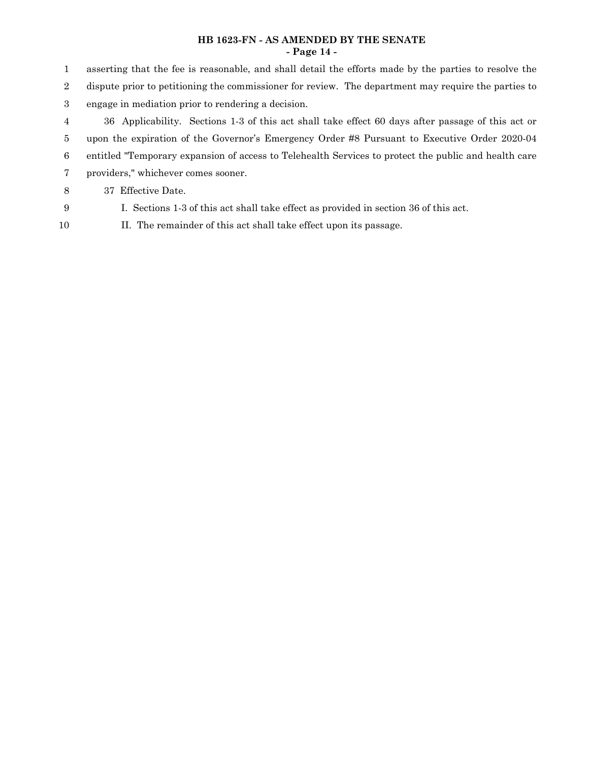asserting that the fee is reasonable, and shall detail the efforts made by the parties to resolve the dispute prior to petitioning the commissioner for review. The department may require the parties to engage in mediation prior to rendering a decision.

36 Applicability. Sections 1-3 of this act shall take effect 60 days after passage of this act or upon the expiration of the Governor's Emergency Order #8 Pursuant to Executive Order 2020-04 entitled "Temporary expansion of access to Telehealth Services to protect the public and health care providers," whichever comes sooner.

37 Effective Date.

I. Sections 1-3 of this act shall take effect as provided in section 36 of this act.

II. The remainder of this act shall take effect upon its passage.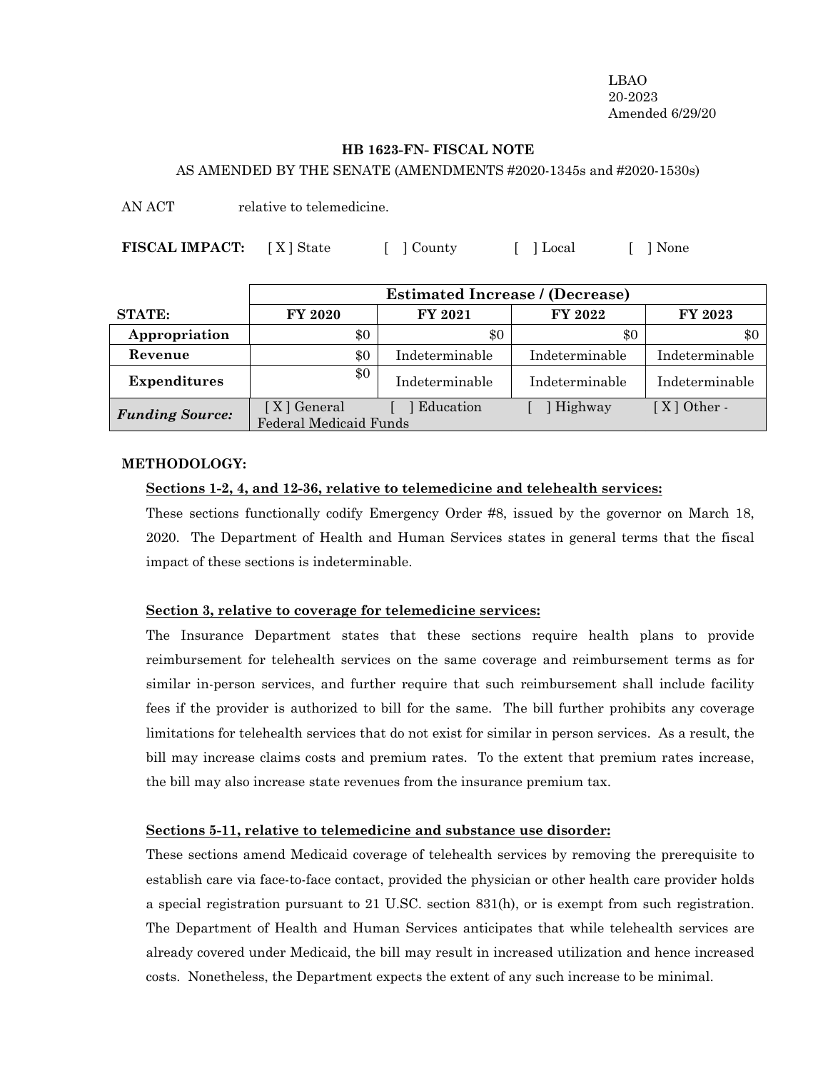LBAO
20-2023
Amended 6/29/20

**HB 1623-FN- FISCAL NOTE**

AS AMENDED BY THE SENATE (AMENDMENTS #2020-1345s and #2020-1530s)

AN ACT relative to telemedicine.

**FISCAL IMPACT:** [ X ] State [ ] County [ ] Local [ ] None

| | Estimated Increase / (Decrease) | | | |
|---|---|---|---|---|
| **STATE:** | **FY 2020** | **FY 2021** | **FY 2022** | **FY 2023** |
| **Appropriation** | $0 | $0 | $0 | $0 |
| **Revenue** | $0 | Indeterminable | Indeterminable | Indeterminable |
| **Expenditures** | $0 | Indeterminable | Indeterminable | Indeterminable |
| ***Funding Source:*** | [ X ] General [ ] Education [ ] Highway [ X ] Other - Federal Medicaid Funds | | | |

**METHODOLOGY:**

**Sections 1-2, 4, and 12-36, relative to telemedicine and telehealth services:**

These sections functionally codify Emergency Order #8, issued by the governor on March 18, 2020. The Department of Health and Human Services states in general terms that the fiscal impact of these sections is indeterminable.

**Section 3, relative to coverage for telemedicine services:**

The Insurance Department states that these sections require health plans to provide reimbursement for telehealth services on the same coverage and reimbursement terms as for similar in-person services, and further require that such reimbursement shall include facility fees if the provider is authorized to bill for the same. The bill further prohibits any coverage limitations for telehealth services that do not exist for similar in person services. As a result, the bill may increase claims costs and premium rates. To the extent that premium rates increase, the bill may also increase state revenues from the insurance premium tax.

**Sections 5-11, relative to telemedicine and substance use disorder:**

These sections amend Medicaid coverage of telehealth services by removing the prerequisite to establish care via face-to-face contact, provided the physician or other health care provider holds a special registration pursuant to 21 U.SC. section 831(h), or is exempt from such registration. The Department of Health and Human Services anticipates that while telehealth services are already covered under Medicaid, the bill may result in increased utilization and hence increased costs. Nonetheless, the Department expects the extent of any such increase to be minimal.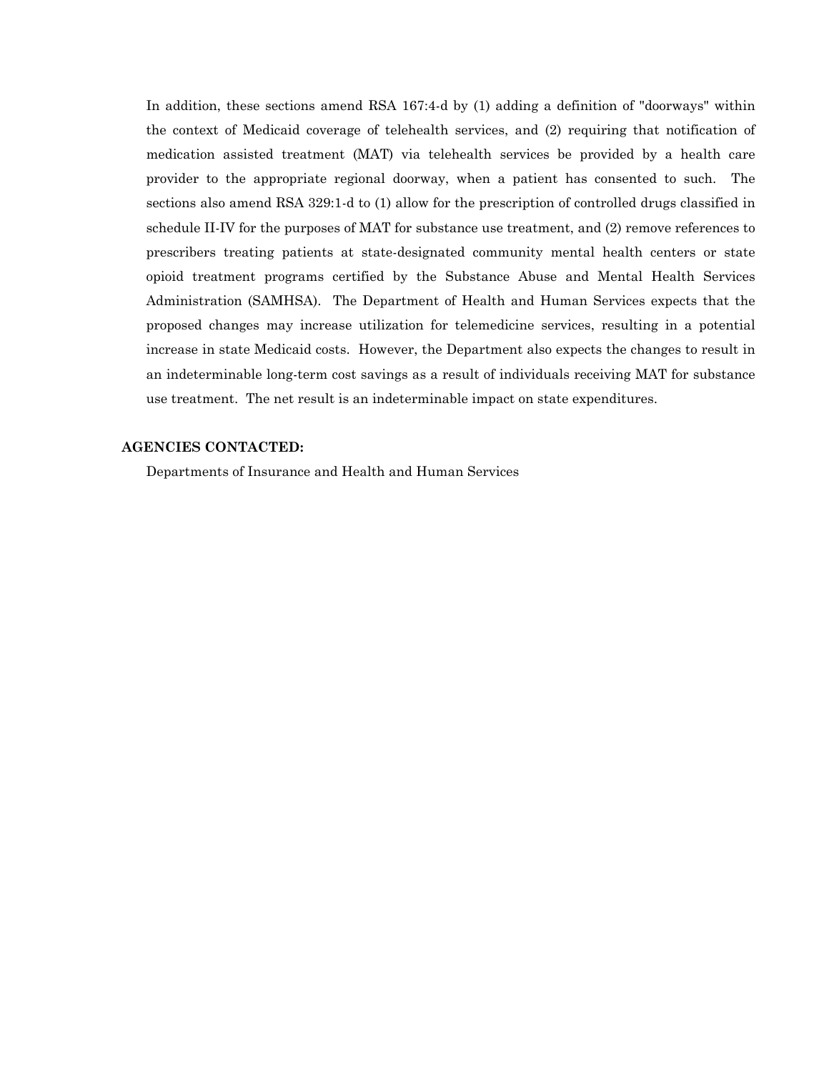In addition, these sections amend RSA 167:4-d by (1) adding a definition of "doorways" within the context of Medicaid coverage of telehealth services, and (2) requiring that notification of medication assisted treatment (MAT) via telehealth services be provided by a health care provider to the appropriate regional doorway, when a patient has consented to such. The sections also amend RSA 329:1-d to (1) allow for the prescription of controlled drugs classified in schedule II-IV for the purposes of MAT for substance use treatment, and (2) remove references to prescribers treating patients at state-designated community mental health centers or state opioid treatment programs certified by the Substance Abuse and Mental Health Services Administration (SAMHSA). The Department of Health and Human Services expects that the proposed changes may increase utilization for telemedicine services, resulting in a potential increase in state Medicaid costs. However, the Department also expects the changes to result in an indeterminable long-term cost savings as a result of individuals receiving MAT for substance use treatment. The net result is an indeterminable impact on state expenditures.

**AGENCIES CONTACTED:**

Departments of Insurance and Health and Human Services